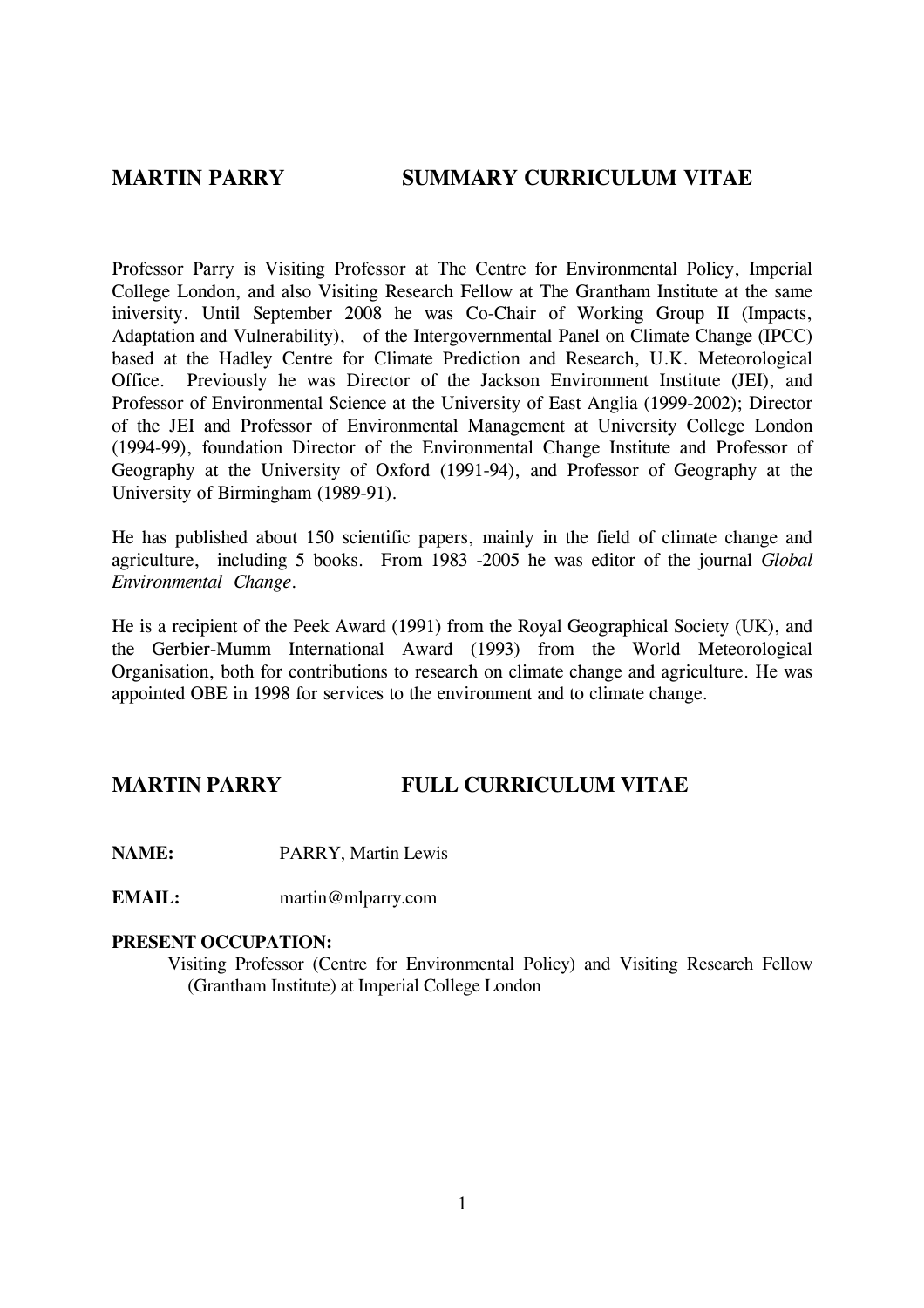# MARTIN PARRY SUMMARY CURRICULUM VITAE

Professor Parry is Visiting Professor at The Centre for Environmental Policy, Imperial College London, and also Visiting Research Fellow at The Grantham Institute at the same iniversity. Until September 2008 he was Co-Chair of Working Group II (Impacts, Adaptation and Vulnerability), of the Intergovernmental Panel on Climate Change (IPCC) based at the Hadley Centre for Climate Prediction and Research, U.K. Meteorological Office. Previously he was Director of the Jackson Environment Institute (JEI), and Professor of Environmental Science at the University of East Anglia (1999-2002); Director of the JEI and Professor of Environmental Management at University College London (1994-99), foundation Director of the Environmental Change Institute and Professor of Geography at the University of Oxford (1991-94), and Professor of Geography at the University of Birmingham (1989-91).

He has published about 150 scientific papers, mainly in the field of climate change and agriculture, including 5 books. From 1983 -2005 he was editor of the journal *Global Environmental Change*.

He is a recipient of the Peek Award (1991) from the Royal Geographical Society (UK), and the Gerbier-Mumm International Award (1993) from the World Meteorological Organisation, both for contributions to research on climate change and agriculture. He was appointed OBE in 1998 for services to the environment and to climate change.

# MARTIN PARRY FULL CURRICULUM VITAE

**NAME:** PARRY, Martin Lewis

**EMAIL:** martin@mlparry.com

**PRESENT OCCUPATION:**

Visiting Professor (Centre for Environmental Policy) and Visiting Research Fellow (Grantham Institute) at Imperial College London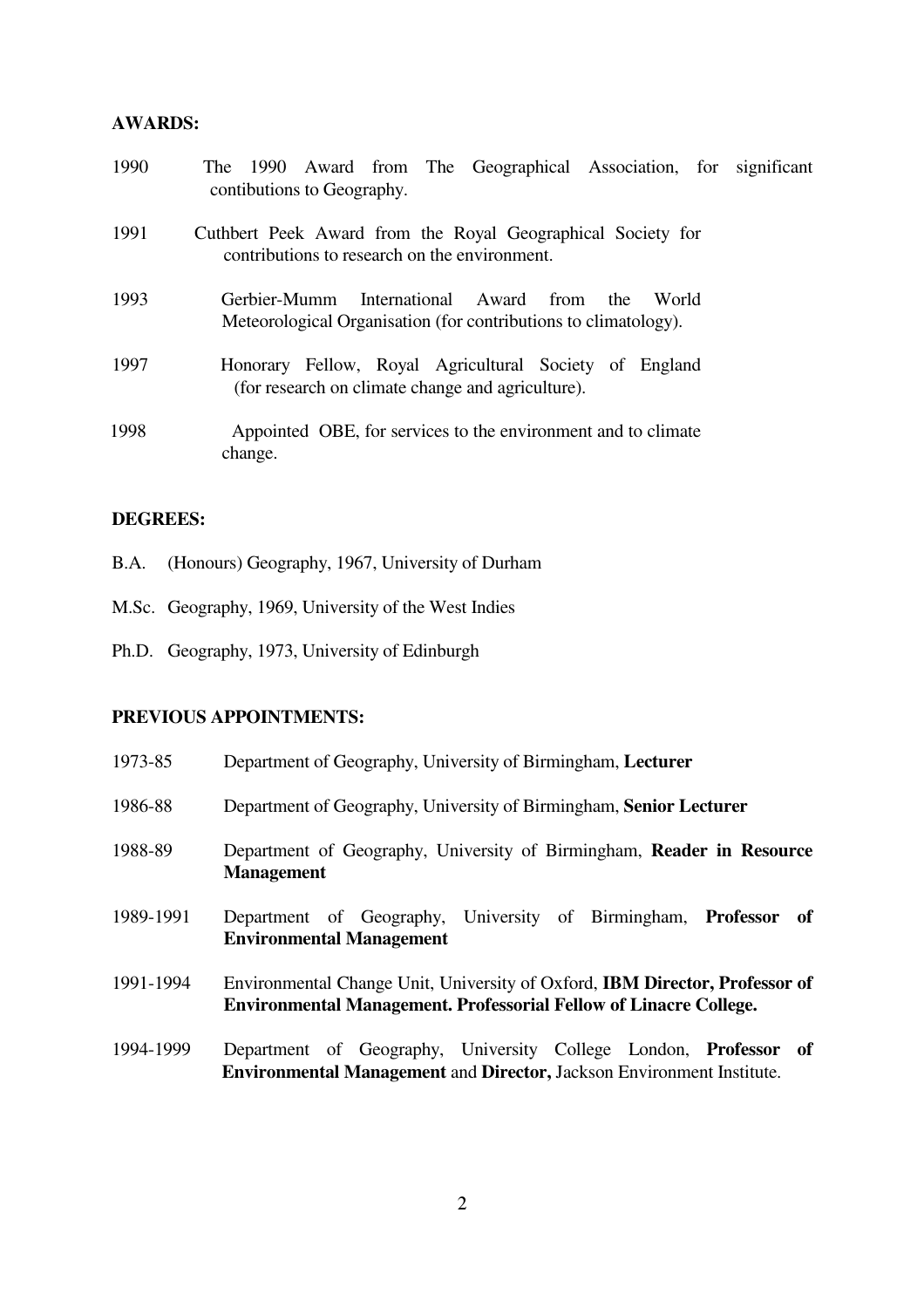**AWARDS:**

1990 The 1990 Award from The Geographical Association, for significant contibutions to Geography.

1991 Cuthbert Peek Award from the Royal Geographical Society for contributions to research on the environment.

1993 Gerbier-Mumm International Award from the World Meteorological Organisation (for contributions to climatology).

1997 Honorary Fellow, Royal Agricultural Society of England (for research on climate change and agriculture).

1998 Appointed OBE, for services to the environment and to climate change.

**DEGREES:**

B.A. (Honours) Geography, 1967, University of Durham

M.Sc. Geography, 1969, University of the West Indies

Ph.D. Geography, 1973, University of Edinburgh

**PREVIOUS APPOINTMENTS:**

1973-85 Department of Geography, University of Birmingham, **Lecturer**

1986-88 Department of Geography, University of Birmingham, **Senior Lecturer**

1988-89 Department of Geography, University of Birmingham, **Reader in Resource Management**

1989-1991 Department of Geography, University of Birmingham, **Professor of Environmental Management**

1991-1994 Environmental Change Unit, University of Oxford, **IBM Director, Professor of Environmental Management. Professorial Fellow of Linacre College.**

1994-1999 Department of Geography, University College London, **Professor of Environmental Management** and **Director,** Jackson Environment Institute.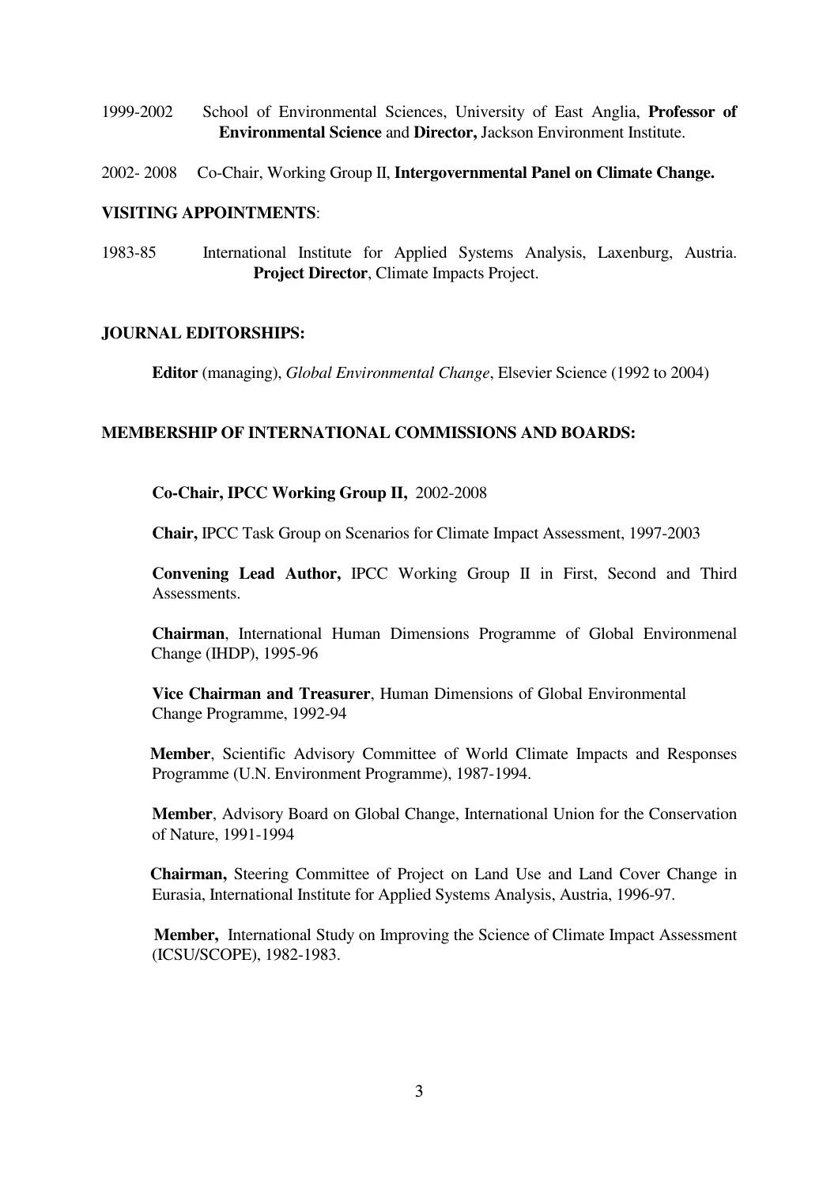1999-2002 School of Environmental Sciences, University of East Anglia, **Professor of Environmental Science** and **Director,** Jackson Environment Institute.

2002- 2008 Co-Chair, Working Group II, **Intergovernmental Panel on Climate Change.**

**VISITING APPOINTMENTS**:

1983-85 International Institute for Applied Systems Analysis, Laxenburg, Austria. **Project Director**, Climate Impacts Project.

**JOURNAL EDITORSHIPS:**

**Editor** (managing), *Global Environmental Change*, Elsevier Science (1992 to 2004)

**MEMBERSHIP OF INTERNATIONAL COMMISSIONS AND BOARDS:**

**Co-Chair, IPCC Working Group II,** 2002-2008

**Chair,** IPCC Task Group on Scenarios for Climate Impact Assessment, 1997-2003

**Convening Lead Author,** IPCC Working Group II in First, Second and Third Assessments.

**Chairman**, International Human Dimensions Programme of Global Environmenal Change (IHDP), 1995-96

**Vice Chairman and Treasurer**, Human Dimensions of Global Environmental Change Programme, 1992-94

**Member**, Scientific Advisory Committee of World Climate Impacts and Responses Programme (U.N. Environment Programme), 1987-1994.

**Member**, Advisory Board on Global Change, International Union for the Conservation of Nature, 1991-1994

**Chairman,** Steering Committee of Project on Land Use and Land Cover Change in Eurasia, International Institute for Applied Systems Analysis, Austria, 1996-97.

**Member,** International Study on Improving the Science of Climate Impact Assessment (ICSU/SCOPE), 1982-1983.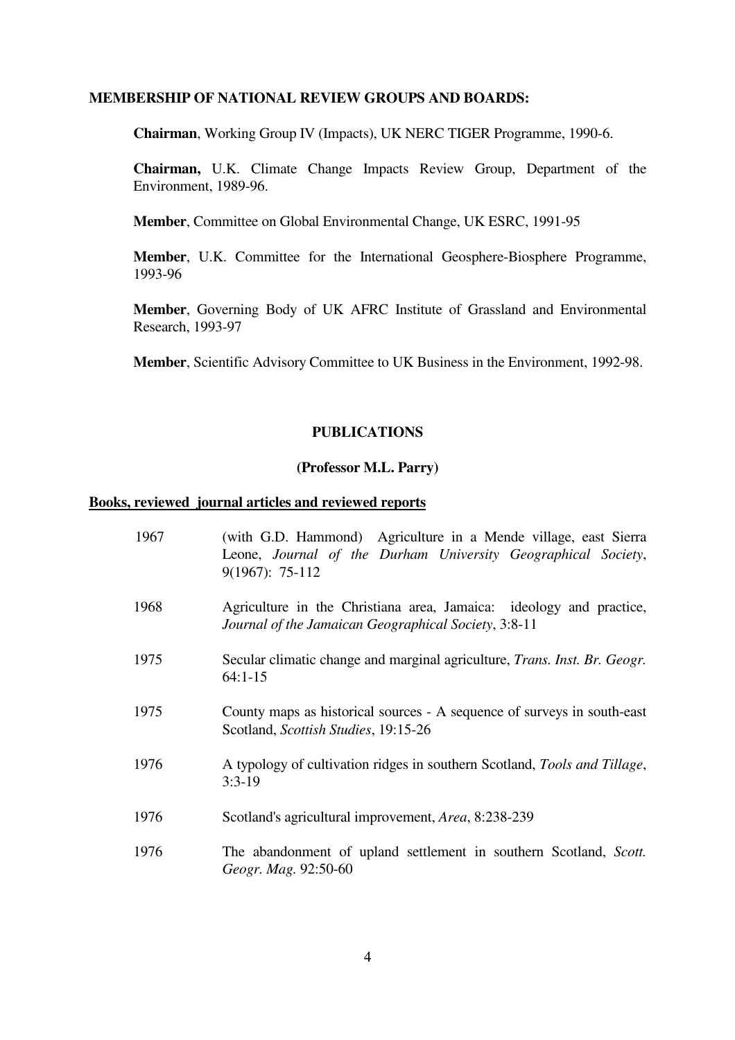**MEMBERSHIP OF NATIONAL REVIEW GROUPS AND BOARDS:**

**Chairman**, Working Group IV (Impacts), UK NERC TIGER Programme, 1990-6.

**Chairman,** U.K. Climate Change Impacts Review Group, Department of the Environment, 1989-96.

**Member**, Committee on Global Environmental Change, UK ESRC, 1991-95

**Member**, U.K. Committee for the International Geosphere-Biosphere Programme, 1993-96

**Member**, Governing Body of UK AFRC Institute of Grassland and Environmental Research, 1993-97

**Member**, Scientific Advisory Committee to UK Business in the Environment, 1992-98.

## PUBLICATIONS

### (Professor M.L. Parry)

**Books, reviewed journal articles and reviewed reports**

1967 (with G.D. Hammond) Agriculture in a Mende village, east Sierra Leone, *Journal of the Durham University Geographical Society*, 9(1967): 75-112

1968 Agriculture in the Christiana area, Jamaica: ideology and practice, *Journal of the Jamaican Geographical Society*, 3:8-11

1975 Secular climatic change and marginal agriculture, *Trans. Inst. Br. Geogr.* 64:1-15

1975 County maps as historical sources - A sequence of surveys in south-east Scotland, *Scottish Studies*, 19:15-26

1976 A typology of cultivation ridges in southern Scotland, *Tools and Tillage*, 3:3-19

1976 Scotland's agricultural improvement, *Area*, 8:238-239

1976 The abandonment of upland settlement in southern Scotland, *Scott. Geogr. Mag.* 92:50-60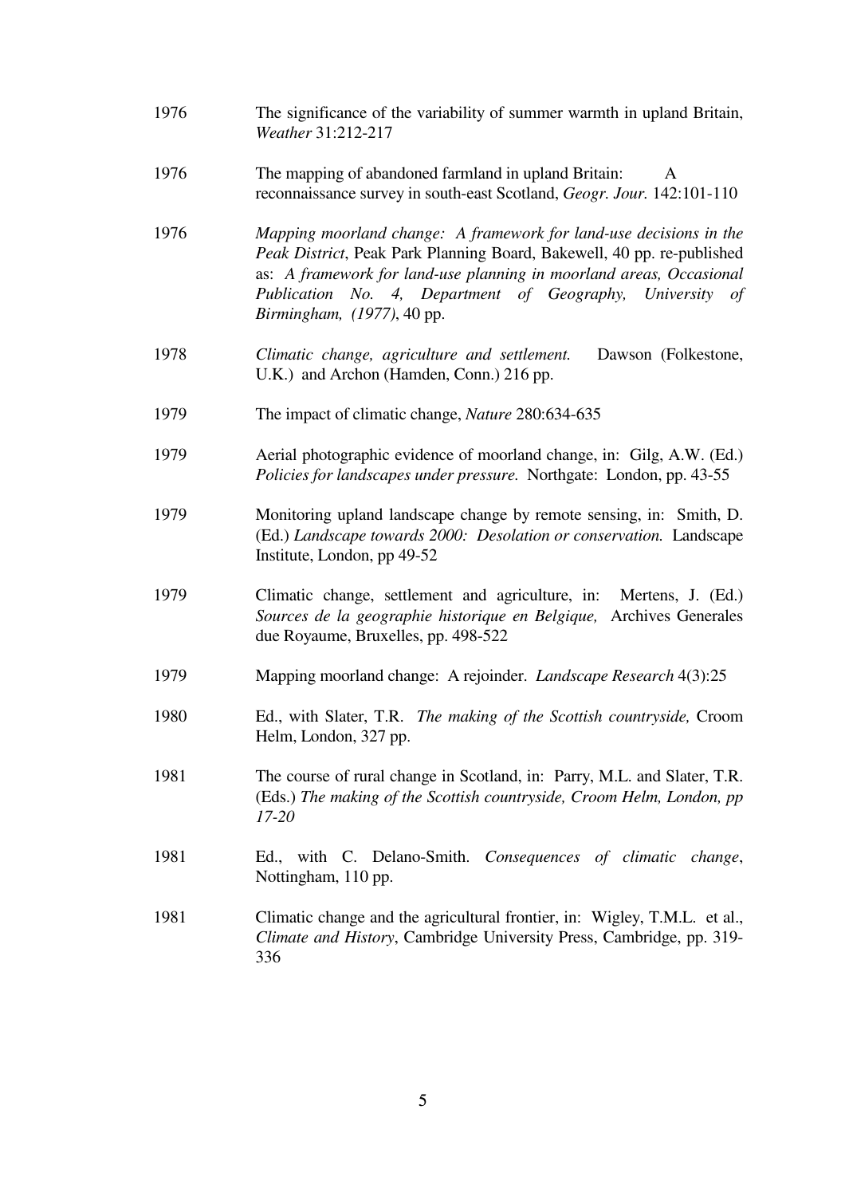1976 The significance of the variability of summer warmth in upland Britain, *Weather* 31:212-217

1976 The mapping of abandoned farmland in upland Britain: A reconnaissance survey in south-east Scotland, *Geogr. Jour.* 142:101-110

1976 *Mapping moorland change: A framework for land-use decisions in the Peak District*, Peak Park Planning Board, Bakewell, 40 pp. re-published as: *A framework for land-use planning in moorland areas, Occasional Publication No. 4, Department of Geography, University of Birmingham, (1977)*, 40 pp.

1978 *Climatic change, agriculture and settlement.* Dawson (Folkestone, U.K.) and Archon (Hamden, Conn.) 216 pp.

1979 The impact of climatic change, *Nature* 280:634-635

1979 Aerial photographic evidence of moorland change, in: Gilg, A.W. (Ed.) *Policies for landscapes under pressure.* Northgate: London, pp. 43-55

1979 Monitoring upland landscape change by remote sensing, in: Smith, D. (Ed.) *Landscape towards 2000: Desolation or conservation.* Landscape Institute, London, pp 49-52

1979 Climatic change, settlement and agriculture, in: Mertens, J. (Ed.) *Sources de la geographie historique en Belgique,* Archives Generales due Royaume, Bruxelles, pp. 498-522

1979 Mapping moorland change: A rejoinder. *Landscape Research* 4(3):25

1980 Ed., with Slater, T.R. *The making of the Scottish countryside,* Croom Helm, London, 327 pp.

1981 The course of rural change in Scotland, in: Parry, M.L. and Slater, T.R. (Eds.) *The making of the Scottish countryside, Croom Helm, London, pp 17-20*

1981 Ed., with C. Delano-Smith. *Consequences of climatic change*, Nottingham, 110 pp.

1981 Climatic change and the agricultural frontier, in: Wigley, T.M.L. et al., *Climate and History*, Cambridge University Press, Cambridge, pp. 319-336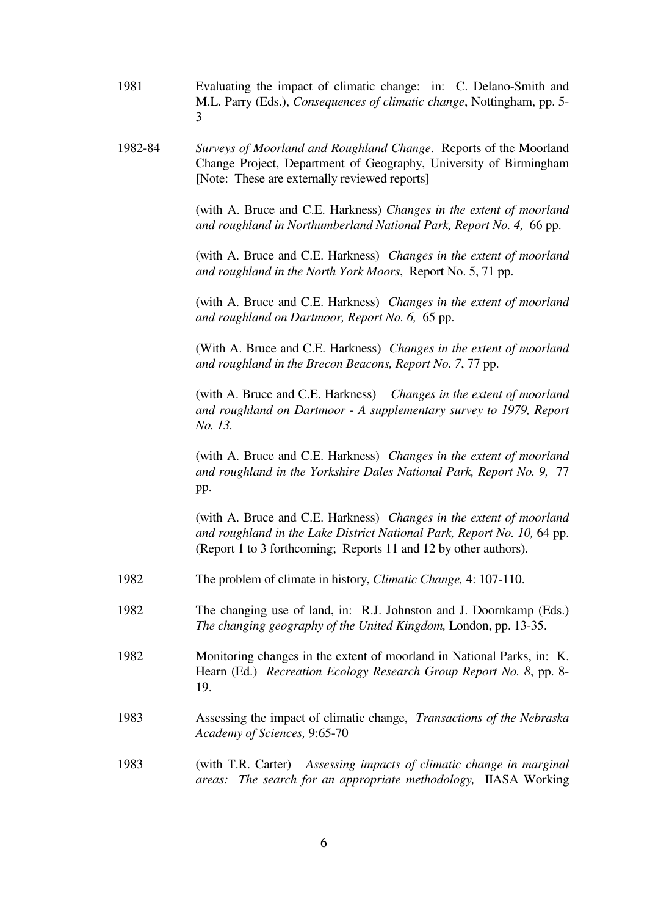1981 Evaluating the impact of climatic change: in: C. Delano-Smith and M.L. Parry (Eds.), *Consequences of climatic change*, Nottingham, pp. 5-3

1982-84 *Surveys of Moorland and Roughland Change*. Reports of the Moorland Change Project, Department of Geography, University of Birmingham [Note: These are externally reviewed reports]

(with A. Bruce and C.E. Harkness) *Changes in the extent of moorland and roughland in Northumberland National Park, Report No. 4,* 66 pp.

(with A. Bruce and C.E. Harkness) *Changes in the extent of moorland and roughland in the North York Moors*, Report No. 5, 71 pp.

(with A. Bruce and C.E. Harkness) *Changes in the extent of moorland and roughland on Dartmoor, Report No. 6,* 65 pp.

(With A. Bruce and C.E. Harkness) *Changes in the extent of moorland and roughland in the Brecon Beacons, Report No. 7*, 77 pp.

(with A. Bruce and C.E. Harkness) *Changes in the extent of moorland and roughland on Dartmoor - A supplementary survey to 1979, Report No. 13.*

(with A. Bruce and C.E. Harkness) *Changes in the extent of moorland and roughland in the Yorkshire Dales National Park, Report No. 9,* 77 pp.

(with A. Bruce and C.E. Harkness) *Changes in the extent of moorland and roughland in the Lake District National Park, Report No. 10,* 64 pp. (Report 1 to 3 forthcoming; Reports 11 and 12 by other authors).

1982 The problem of climate in history, *Climatic Change,* 4: 107-110.

1982 The changing use of land, in: R.J. Johnston and J. Doornkamp (Eds.) *The changing geography of the United Kingdom,* London, pp. 13-35.

1982 Monitoring changes in the extent of moorland in National Parks, in: K. Hearn (Ed.) *Recreation Ecology Research Group Report No. 8*, pp. 8-19.

1983 Assessing the impact of climatic change, *Transactions of the Nebraska Academy of Sciences,* 9:65-70

1983 (with T.R. Carter) *Assessing impacts of climatic change in marginal areas: The search for an appropriate methodology,* IIASA Working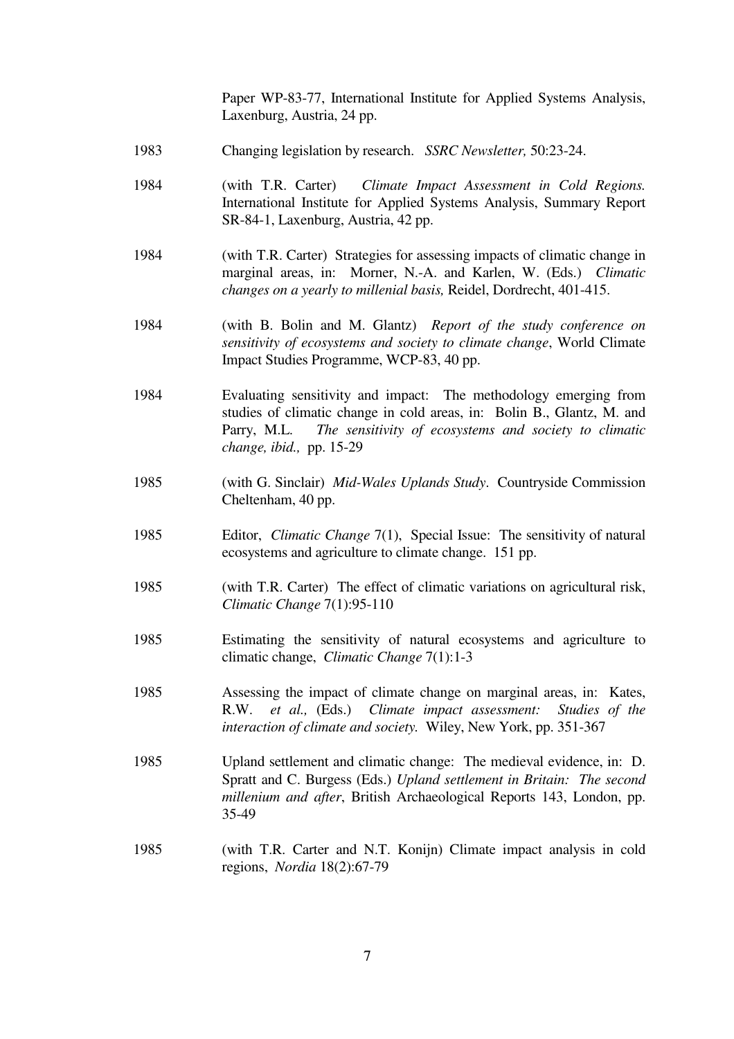Paper WP-83-77, International Institute for Applied Systems Analysis, Laxenburg, Austria, 24 pp.

1983 Changing legislation by research. *SSRC Newsletter,* 50:23-24.

1984 (with T.R. Carter) *Climate Impact Assessment in Cold Regions.* International Institute for Applied Systems Analysis, Summary Report SR-84-1, Laxenburg, Austria, 42 pp.

1984 (with T.R. Carter) Strategies for assessing impacts of climatic change in marginal areas, in: Morner, N.-A. and Karlen, W. (Eds.) *Climatic changes on a yearly to millenial basis,* Reidel, Dordrecht, 401-415.

1984 (with B. Bolin and M. Glantz) *Report of the study conference on sensitivity of ecosystems and society to climate change*, World Climate Impact Studies Programme, WCP-83, 40 pp.

1984 Evaluating sensitivity and impact: The methodology emerging from studies of climatic change in cold areas, in: Bolin B., Glantz, M. and Parry, M.L. *The sensitivity of ecosystems and society to climatic change, ibid.,* pp. 15-29

1985 (with G. Sinclair) *Mid-Wales Uplands Study*. Countryside Commission Cheltenham, 40 pp.

1985 Editor, *Climatic Change* 7(1), Special Issue: The sensitivity of natural ecosystems and agriculture to climate change. 151 pp.

1985 (with T.R. Carter) The effect of climatic variations on agricultural risk, *Climatic Change* 7(1):95-110

1985 Estimating the sensitivity of natural ecosystems and agriculture to climatic change, *Climatic Change* 7(1):1-3

1985 Assessing the impact of climate change on marginal areas, in: Kates, R.W. *et al.,* (Eds.) *Climate impact assessment: Studies of the interaction of climate and society.* Wiley, New York, pp. 351-367

1985 Upland settlement and climatic change: The medieval evidence, in: D. Spratt and C. Burgess (Eds.) *Upland settlement in Britain: The second millenium and after*, British Archaeological Reports 143, London, pp. 35-49

1985 (with T.R. Carter and N.T. Konijn) Climate impact analysis in cold regions, *Nordia* 18(2):67-79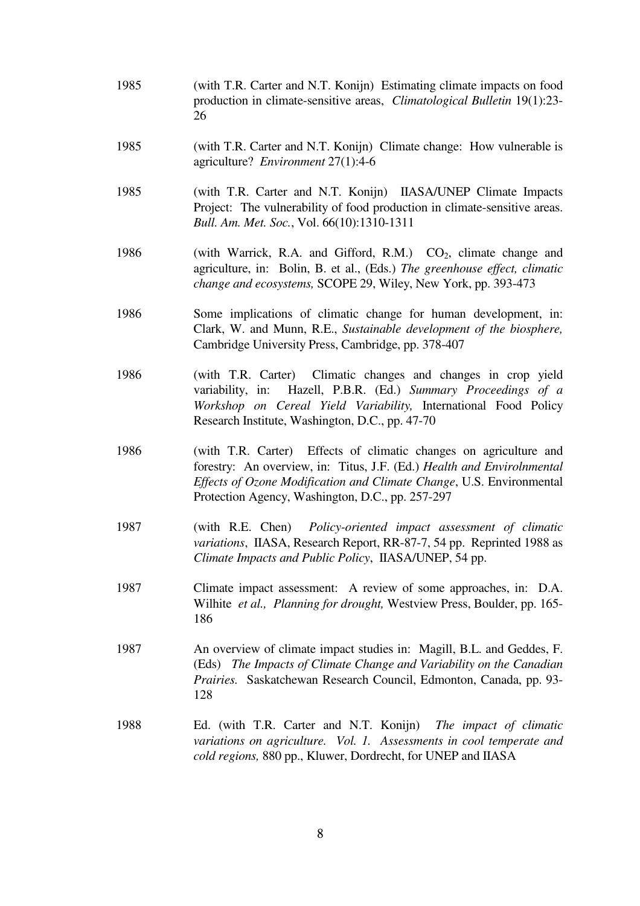1985 (with T.R. Carter and N.T. Konijn) Estimating climate impacts on food production in climate-sensitive areas, *Climatological Bulletin* 19(1):23-26

1985 (with T.R. Carter and N.T. Konijn) Climate change: How vulnerable is agriculture? *Environment* 27(1):4-6

1985 (with T.R. Carter and N.T. Konijn) IIASA/UNEP Climate Impacts Project: The vulnerability of food production in climate-sensitive areas. *Bull. Am. Met. Soc.*, Vol. 66(10):1310-1311

1986 (with Warrick, R.A. and Gifford, R.M.) $CO_2$, climate change and agriculture, in: Bolin, B. et al., (Eds.) *The greenhouse effect, climatic change and ecosystems,* SCOPE 29, Wiley, New York, pp. 393-473

1986 Some implications of climatic change for human development, in: Clark, W. and Munn, R.E., *Sustainable development of the biosphere,* Cambridge University Press, Cambridge, pp. 378-407

1986 (with T.R. Carter) Climatic changes and changes in crop yield variability, in: Hazell, P.B.R. (Ed.) *Summary Proceedings of a Workshop on Cereal Yield Variability,* International Food Policy Research Institute, Washington, D.C., pp. 47-70

1986 (with T.R. Carter) Effects of climatic changes on agriculture and forestry: An overview, in: Titus, J.F. (Ed.) *Health and Envirolnmental Effects of Ozone Modification and Climate Change*, U.S. Environmental Protection Agency, Washington, D.C., pp. 257-297

1987 (with R.E. Chen) *Policy-oriented impact assessment of climatic variations*, IIASA, Research Report, RR-87-7, 54 pp. Reprinted 1988 as *Climate Impacts and Public Policy*, IIASA/UNEP, 54 pp.

1987 Climate impact assessment: A review of some approaches, in: D.A. Wilhite *et al., Planning for drought,* Westview Press, Boulder, pp. 165-186

1987 An overview of climate impact studies in: Magill, B.L. and Geddes, F. (Eds) *The Impacts of Climate Change and Variability on the Canadian Prairies.* Saskatchewan Research Council, Edmonton, Canada, pp. 93-128

1988 Ed. (with T.R. Carter and N.T. Konijn) *The impact of climatic variations on agriculture. Vol. 1. Assessments in cool temperate and cold regions,* 880 pp., Kluwer, Dordrecht, for UNEP and IIASA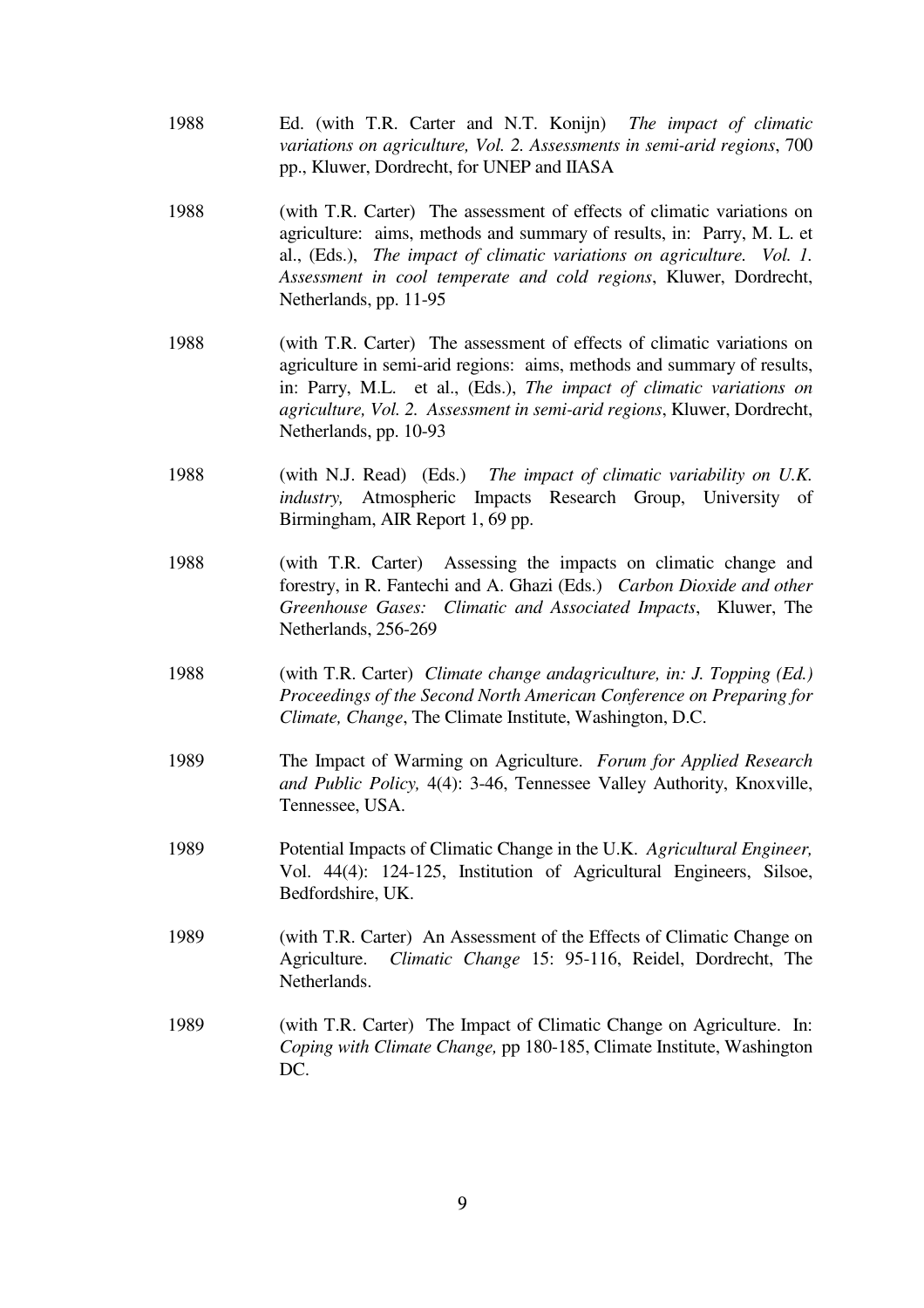1988 Ed. (with T.R. Carter and N.T. Konijn) *The impact of climatic variations on agriculture, Vol. 2. Assessments in semi-arid regions*, 700 pp., Kluwer, Dordrecht, for UNEP and IIASA

1988 (with T.R. Carter) The assessment of effects of climatic variations on agriculture: aims, methods and summary of results, in: Parry, M. L. et al., (Eds.), *The impact of climatic variations on agriculture. Vol. 1. Assessment in cool temperate and cold regions*, Kluwer, Dordrecht, Netherlands, pp. 11-95

1988 (with T.R. Carter) The assessment of effects of climatic variations on agriculture in semi-arid regions: aims, methods and summary of results, in: Parry, M.L. et al., (Eds.), *The impact of climatic variations on agriculture, Vol. 2. Assessment in semi-arid regions*, Kluwer, Dordrecht, Netherlands, pp. 10-93

1988 (with N.J. Read) (Eds.) *The impact of climatic variability on U.K. industry,* Atmospheric Impacts Research Group, University of Birmingham, AIR Report 1, 69 pp.

1988 (with T.R. Carter) Assessing the impacts on climatic change and forestry, in R. Fantechi and A. Ghazi (Eds.) *Carbon Dioxide and other Greenhouse Gases: Climatic and Associated Impacts*, Kluwer, The Netherlands, 256-269

1988 (with T.R. Carter) *Climate change andagriculture, in: J. Topping (Ed.) Proceedings of the Second North American Conference on Preparing for Climate, Change*, The Climate Institute, Washington, D.C.

1989 The Impact of Warming on Agriculture. *Forum for Applied Research and Public Policy,* 4(4): 3-46, Tennessee Valley Authority, Knoxville, Tennessee, USA.

1989 Potential Impacts of Climatic Change in the U.K. *Agricultural Engineer,* Vol. 44(4): 124-125, Institution of Agricultural Engineers, Silsoe, Bedfordshire, UK.

1989 (with T.R. Carter) An Assessment of the Effects of Climatic Change on Agriculture. *Climatic Change* 15: 95-116, Reidel, Dordrecht, The Netherlands.

1989 (with T.R. Carter) The Impact of Climatic Change on Agriculture. In: *Coping with Climate Change,* pp 180-185, Climate Institute, Washington DC.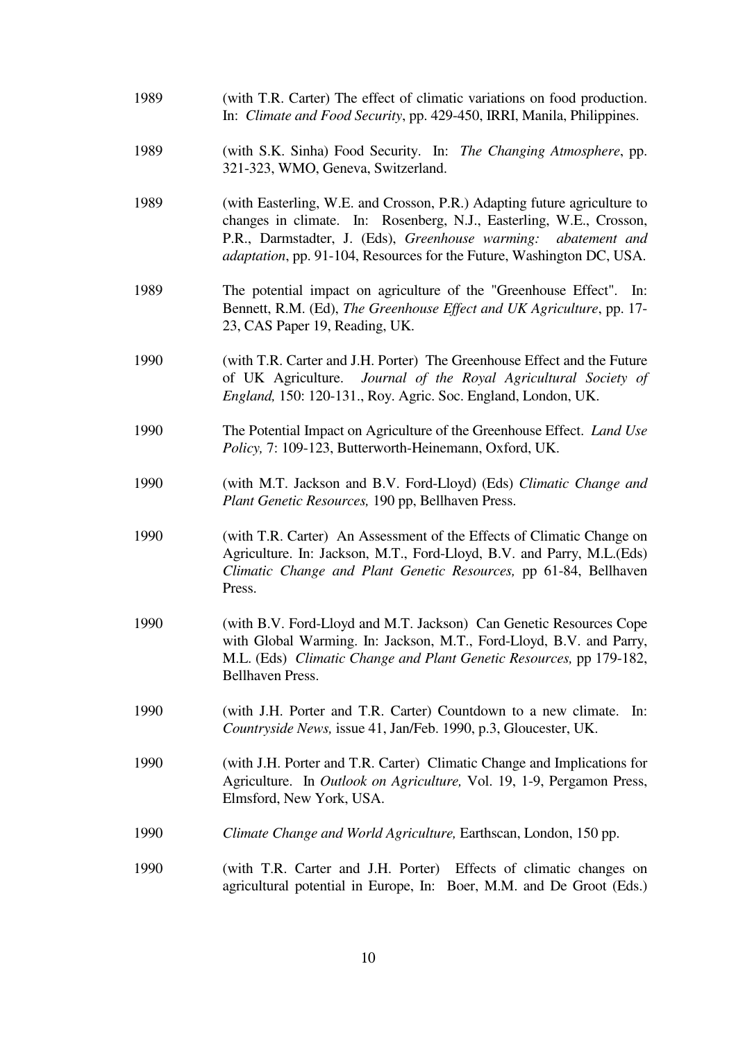1989 (with T.R. Carter) The effect of climatic variations on food production. In: *Climate and Food Security*, pp. 429-450, IRRI, Manila, Philippines.

1989 (with S.K. Sinha) Food Security. In: *The Changing Atmosphere*, pp. 321-323, WMO, Geneva, Switzerland.

1989 (with Easterling, W.E. and Crosson, P.R.) Adapting future agriculture to changes in climate. In: Rosenberg, N.J., Easterling, W.E., Crosson, P.R., Darmstadter, J. (Eds), *Greenhouse warming: abatement and adaptation*, pp. 91-104, Resources for the Future, Washington DC, USA.

1989 The potential impact on agriculture of the "Greenhouse Effect". In: Bennett, R.M. (Ed), *The Greenhouse Effect and UK Agriculture*, pp. 17-23, CAS Paper 19, Reading, UK.

1990 (with T.R. Carter and J.H. Porter) The Greenhouse Effect and the Future of UK Agriculture. *Journal of the Royal Agricultural Society of England,* 150: 120-131., Roy. Agric. Soc. England, London, UK.

1990 The Potential Impact on Agriculture of the Greenhouse Effect. *Land Use Policy,* 7: 109-123, Butterworth-Heinemann, Oxford, UK.

1990 (with M.T. Jackson and B.V. Ford-Lloyd) (Eds) *Climatic Change and Plant Genetic Resources,* 190 pp, Bellhaven Press.

1990 (with T.R. Carter) An Assessment of the Effects of Climatic Change on Agriculture. In: Jackson, M.T., Ford-Lloyd, B.V. and Parry, M.L.(Eds) *Climatic Change and Plant Genetic Resources,* pp 61-84, Bellhaven Press.

1990 (with B.V. Ford-Lloyd and M.T. Jackson) Can Genetic Resources Cope with Global Warming. In: Jackson, M.T., Ford-Lloyd, B.V. and Parry, M.L. (Eds) *Climatic Change and Plant Genetic Resources,* pp 179-182, Bellhaven Press.

1990 (with J.H. Porter and T.R. Carter) Countdown to a new climate. In: *Countryside News,* issue 41, Jan/Feb. 1990, p.3, Gloucester, UK.

1990 (with J.H. Porter and T.R. Carter) Climatic Change and Implications for Agriculture. In *Outlook on Agriculture,* Vol. 19, 1-9, Pergamon Press, Elmsford, New York, USA.

1990 *Climate Change and World Agriculture,* Earthscan, London, 150 pp.

1990 (with T.R. Carter and J.H. Porter) Effects of climatic changes on agricultural potential in Europe, In: Boer, M.M. and De Groot (Eds.)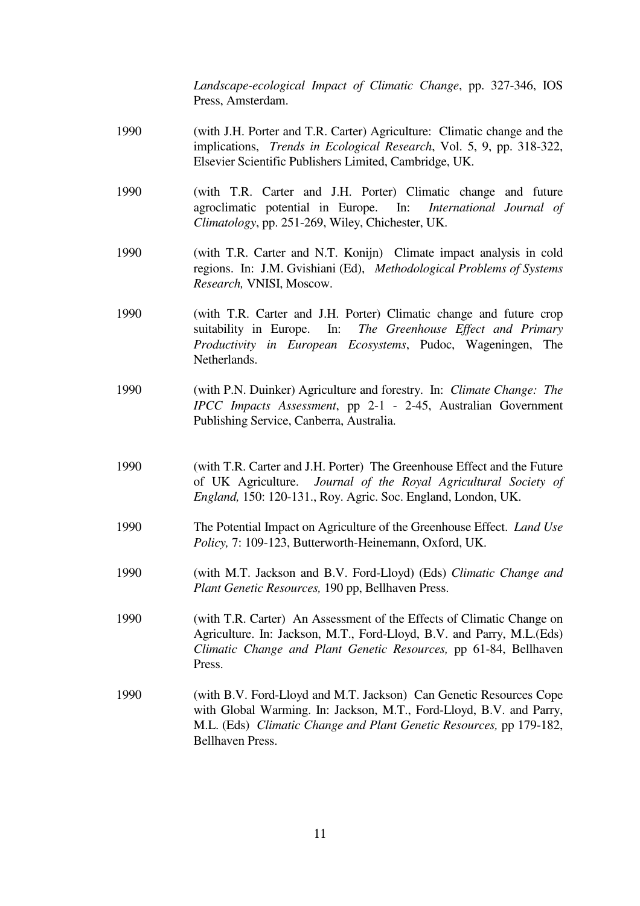*Landscape-ecological Impact of Climatic Change*, pp. 327-346, IOS Press, Amsterdam.

1990 (with J.H. Porter and T.R. Carter) Agriculture: Climatic change and the implications, *Trends in Ecological Research*, Vol. 5, 9, pp. 318-322, Elsevier Scientific Publishers Limited, Cambridge, UK.

1990 (with T.R. Carter and J.H. Porter) Climatic change and future agroclimatic potential in Europe. In: *International Journal of Climatology*, pp. 251-269, Wiley, Chichester, UK.

1990 (with T.R. Carter and N.T. Konijn) Climate impact analysis in cold regions. In: J.M. Gvishiani (Ed), *Methodological Problems of Systems Research,* VNISI, Moscow.

1990 (with T.R. Carter and J.H. Porter) Climatic change and future crop suitability in Europe. In: *The Greenhouse Effect and Primary Productivity in European Ecosystems*, Pudoc, Wageningen, The Netherlands.

1990 (with P.N. Duinker) Agriculture and forestry. In: *Climate Change: The IPCC Impacts Assessment*, pp 2-1 - 2-45, Australian Government Publishing Service, Canberra, Australia.

1990 (with T.R. Carter and J.H. Porter) The Greenhouse Effect and the Future of UK Agriculture. *Journal of the Royal Agricultural Society of England,* 150: 120-131., Roy. Agric. Soc. England, London, UK.

1990 The Potential Impact on Agriculture of the Greenhouse Effect. *Land Use Policy,* 7: 109-123, Butterworth-Heinemann, Oxford, UK.

1990 (with M.T. Jackson and B.V. Ford-Lloyd) (Eds) *Climatic Change and Plant Genetic Resources,* 190 pp, Bellhaven Press.

1990 (with T.R. Carter) An Assessment of the Effects of Climatic Change on Agriculture. In: Jackson, M.T., Ford-Lloyd, B.V. and Parry, M.L.(Eds) *Climatic Change and Plant Genetic Resources,* pp 61-84, Bellhaven Press.

1990 (with B.V. Ford-Lloyd and M.T. Jackson) Can Genetic Resources Cope with Global Warming. In: Jackson, M.T., Ford-Lloyd, B.V. and Parry, M.L. (Eds) *Climatic Change and Plant Genetic Resources,* pp 179-182, Bellhaven Press.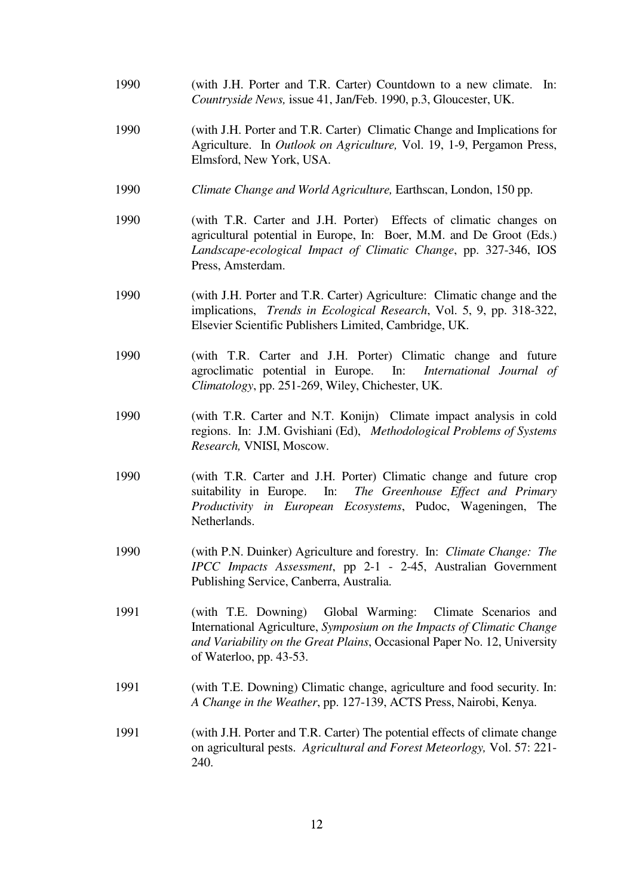1990 (with J.H. Porter and T.R. Carter) Countdown to a new climate. In: *Countryside News,* issue 41, Jan/Feb. 1990, p.3, Gloucester, UK.

1990 (with J.H. Porter and T.R. Carter) Climatic Change and Implications for Agriculture. In *Outlook on Agriculture,* Vol. 19, 1-9, Pergamon Press, Elmsford, New York, USA.

1990 *Climate Change and World Agriculture,* Earthscan, London, 150 pp.

1990 (with T.R. Carter and J.H. Porter) Effects of climatic changes on agricultural potential in Europe, In: Boer, M.M. and De Groot (Eds.) *Landscape-ecological Impact of Climatic Change*, pp. 327-346, IOS Press, Amsterdam.

1990 (with J.H. Porter and T.R. Carter) Agriculture: Climatic change and the implications, *Trends in Ecological Research*, Vol. 5, 9, pp. 318-322, Elsevier Scientific Publishers Limited, Cambridge, UK.

1990 (with T.R. Carter and J.H. Porter) Climatic change and future agroclimatic potential in Europe. In: *International Journal of Climatology*, pp. 251-269, Wiley, Chichester, UK.

1990 (with T.R. Carter and N.T. Konijn) Climate impact analysis in cold regions. In: J.M. Gvishiani (Ed), *Methodological Problems of Systems Research,* VNISI, Moscow.

1990 (with T.R. Carter and J.H. Porter) Climatic change and future crop suitability in Europe. In: *The Greenhouse Effect and Primary Productivity in European Ecosystems*, Pudoc, Wageningen, The Netherlands.

1990 (with P.N. Duinker) Agriculture and forestry. In: *Climate Change: The IPCC Impacts Assessment*, pp 2-1 - 2-45, Australian Government Publishing Service, Canberra, Australia.

1991 (with T.E. Downing) Global Warming: Climate Scenarios and International Agriculture, *Symposium on the Impacts of Climatic Change and Variability on the Great Plains*, Occasional Paper No. 12, University of Waterloo, pp. 43-53.

1991 (with T.E. Downing) Climatic change, agriculture and food security. In: *A Change in the Weather*, pp. 127-139, ACTS Press, Nairobi, Kenya.

1991 (with J.H. Porter and T.R. Carter) The potential effects of climate change on agricultural pests. *Agricultural and Forest Meteorlogy,* Vol. 57: 221-240.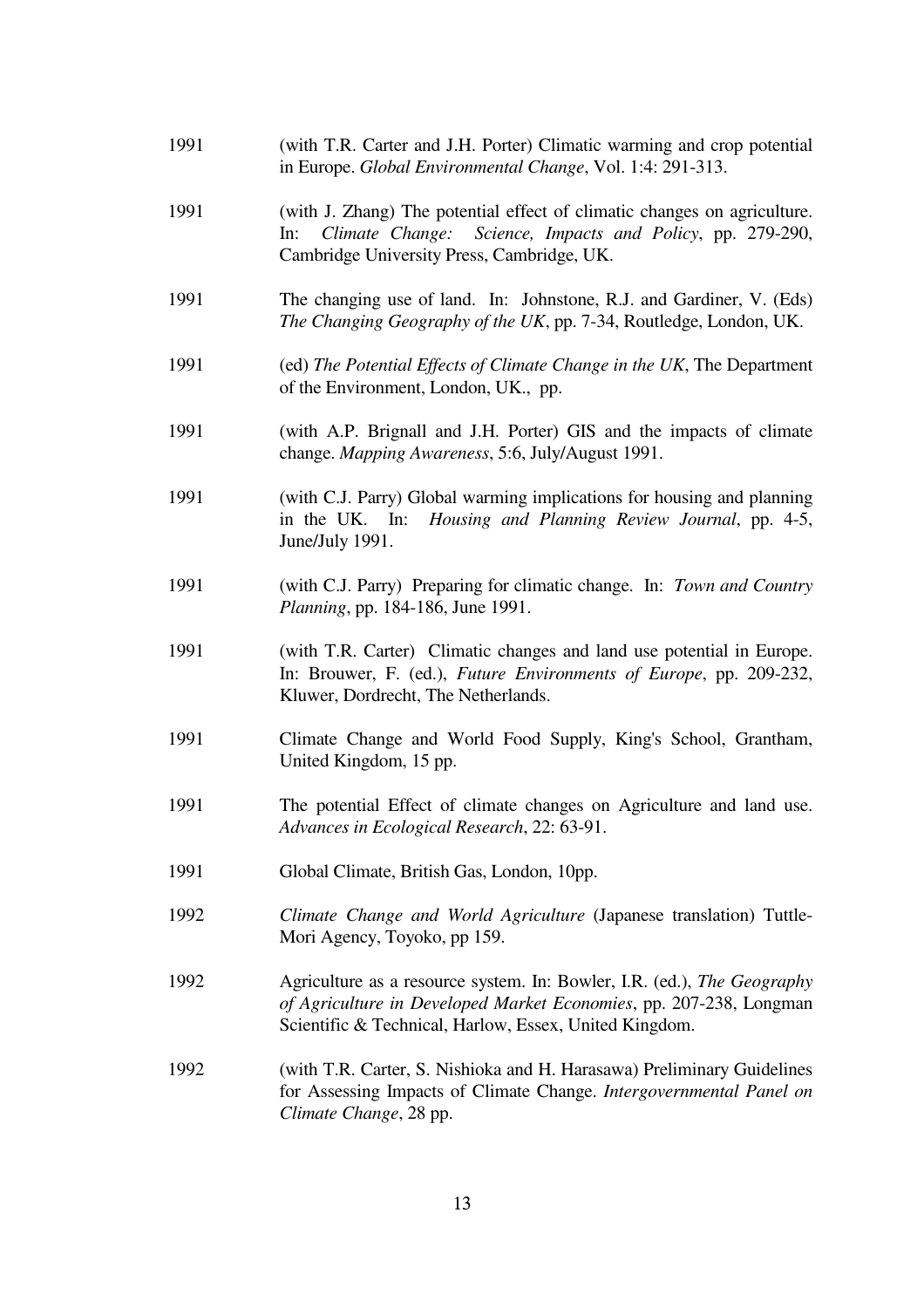1991 (with T.R. Carter and J.H. Porter) Climatic warming and crop potential in Europe. *Global Environmental Change*, Vol. 1:4: 291-313.

1991 (with J. Zhang) The potential effect of climatic changes on agriculture. In: *Climate Change: Science, Impacts and Policy*, pp. 279-290, Cambridge University Press, Cambridge, UK.

1991 The changing use of land. In: Johnstone, R.J. and Gardiner, V. (Eds) *The Changing Geography of the UK*, pp. 7-34, Routledge, London, UK.

1991 (ed) *The Potential Effects of Climate Change in the UK*, The Department of the Environment, London, UK., pp.

1991 (with A.P. Brignall and J.H. Porter) GIS and the impacts of climate change. *Mapping Awareness*, 5:6, July/August 1991.

1991 (with C.J. Parry) Global warming implications for housing and planning in the UK. In: *Housing and Planning Review Journal*, pp. 4-5, June/July 1991.

1991 (with C.J. Parry) Preparing for climatic change. In: *Town and Country Planning*, pp. 184-186, June 1991.

1991 (with T.R. Carter) Climatic changes and land use potential in Europe. In: Brouwer, F. (ed.), *Future Environments of Europe*, pp. 209-232, Kluwer, Dordrecht, The Netherlands.

1991 Climate Change and World Food Supply, King's School, Grantham, United Kingdom, 15 pp.

1991 The potential Effect of climate changes on Agriculture and land use. *Advances in Ecological Research*, 22: 63-91.

1991 Global Climate, British Gas, London, 10pp.

1992 *Climate Change and World Agriculture* (Japanese translation) Tuttle-Mori Agency, Toyoko, pp 159.

1992 Agriculture as a resource system. In: Bowler, I.R. (ed.), *The Geography of Agriculture in Developed Market Economies*, pp. 207-238, Longman Scientific & Technical, Harlow, Essex, United Kingdom.

1992 (with T.R. Carter, S. Nishioka and H. Harasawa) Preliminary Guidelines for Assessing Impacts of Climate Change. *Intergovernmental Panel on Climate Change*, 28 pp.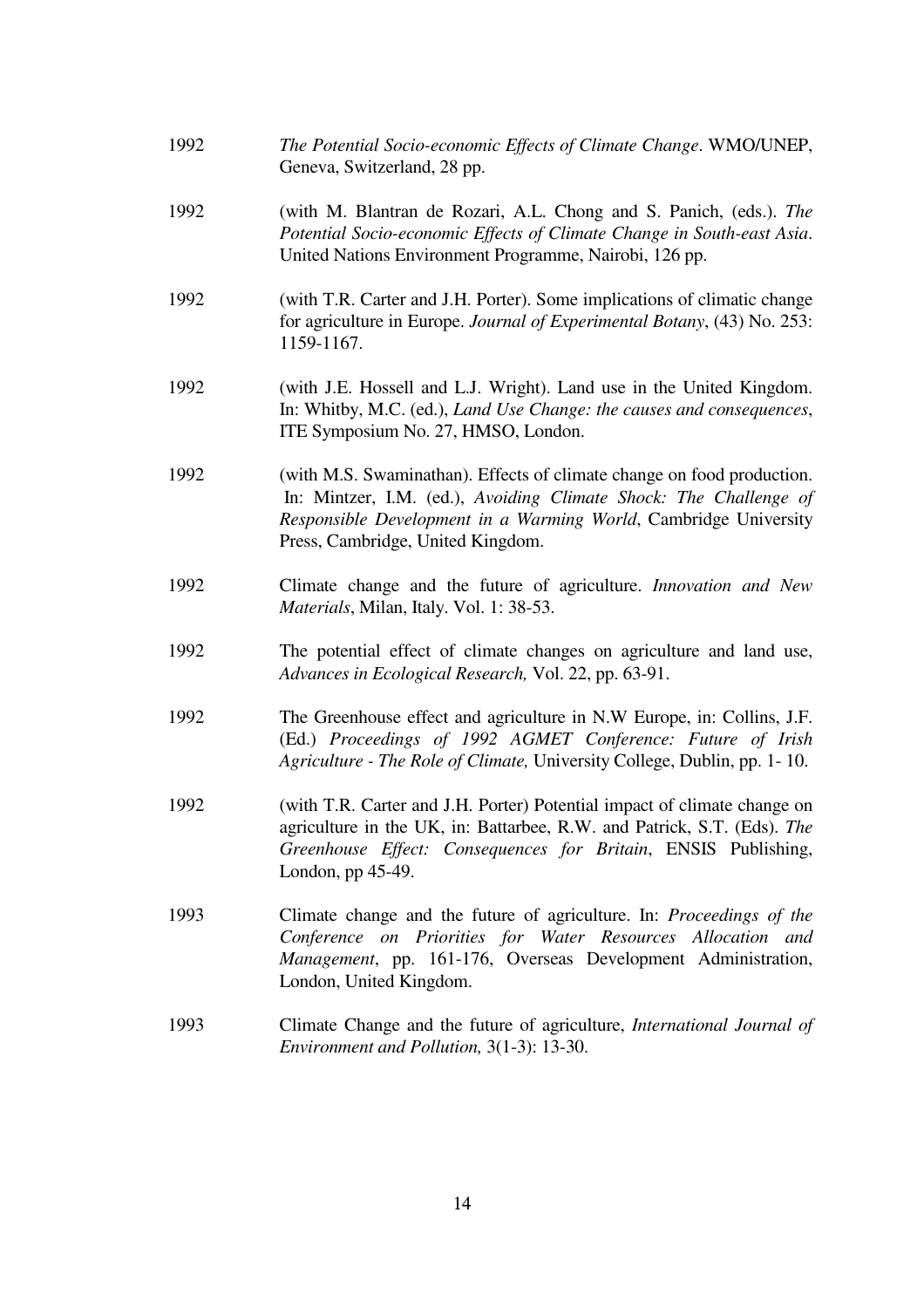1992 *The Potential Socio-economic Effects of Climate Change*. WMO/UNEP, Geneva, Switzerland, 28 pp.

1992 (with M. Blantran de Rozari, A.L. Chong and S. Panich, (eds.). *The Potential Socio-economic Effects of Climate Change in South-east Asia*. United Nations Environment Programme, Nairobi, 126 pp.

1992 (with T.R. Carter and J.H. Porter). Some implications of climatic change for agriculture in Europe. *Journal of Experimental Botany*, (43) No. 253: 1159-1167.

1992 (with J.E. Hossell and L.J. Wright). Land use in the United Kingdom. In: Whitby, M.C. (ed.), *Land Use Change: the causes and consequences*, ITE Symposium No. 27, HMSO, London.

1992 (with M.S. Swaminathan). Effects of climate change on food production. In: Mintzer, I.M. (ed.), *Avoiding Climate Shock: The Challenge of Responsible Development in a Warming World*, Cambridge University Press, Cambridge, United Kingdom.

1992 Climate change and the future of agriculture. *Innovation and New Materials*, Milan, Italy. Vol. 1: 38-53.

1992 The potential effect of climate changes on agriculture and land use, *Advances in Ecological Research,* Vol. 22, pp. 63-91.

1992 The Greenhouse effect and agriculture in N.W Europe, in: Collins, J.F. (Ed.) *Proceedings of 1992 AGMET Conference: Future of Irish Agriculture - The Role of Climate,* University College, Dublin, pp. 1- 10.

1992 (with T.R. Carter and J.H. Porter) Potential impact of climate change on agriculture in the UK, in: Battarbee, R.W. and Patrick, S.T. (Eds). *The Greenhouse Effect: Consequences for Britain*, ENSIS Publishing, London, pp 45-49.

1993 Climate change and the future of agriculture. In: *Proceedings of the Conference on Priorities for Water Resources Allocation and Management*, pp. 161-176, Overseas Development Administration, London, United Kingdom.

1993 Climate Change and the future of agriculture, *International Journal of Environment and Pollution,* 3(1-3): 13-30.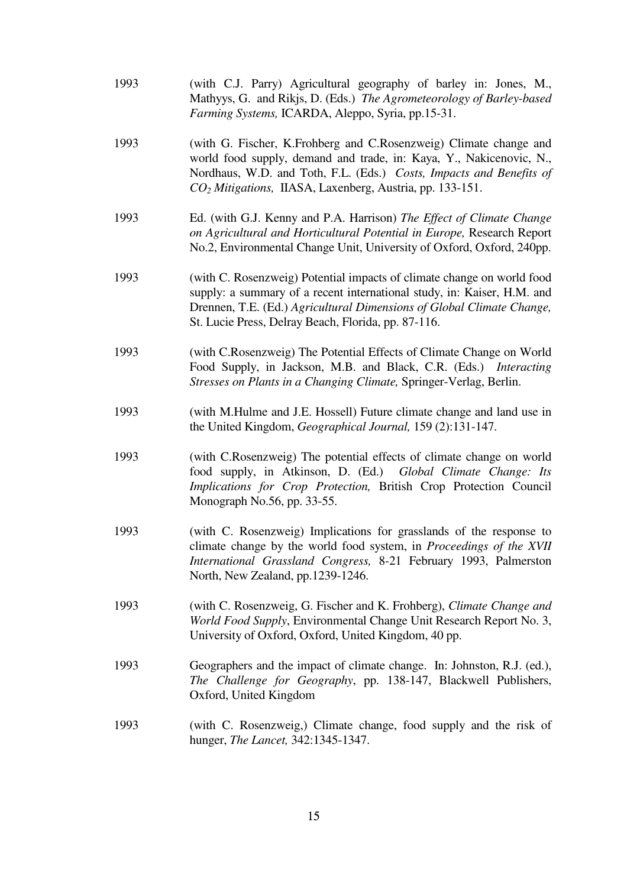1993 (with C.J. Parry) Agricultural geography of barley in: Jones, M., Mathyys, G. and Rikjs, D. (Eds.) *The Agrometeorology of Barley-based Farming Systems,* ICARDA, Aleppo, Syria, pp.15-31.

1993 (with G. Fischer, K.Frohberg and C.Rosenzweig) Climate change and world food supply, demand and trade, in: Kaya, Y., Nakicenovic, N., Nordhaus, W.D. and Toth, F.L. (Eds.) *Costs, Impacts and Benefits of $CO_2$ Mitigations,* IIASA, Laxenberg, Austria, pp. 133-151.

1993 Ed. (with G.J. Kenny and P.A. Harrison) *The Effect of Climate Change on Agricultural and Horticultural Potential in Europe,* Research Report No.2, Environmental Change Unit, University of Oxford, Oxford, 240pp.

1993 (with C. Rosenzweig) Potential impacts of climate change on world food supply: a summary of a recent international study, in: Kaiser, H.M. and Drennen, T.E. (Ed.) *Agricultural Dimensions of Global Climate Change,* St. Lucie Press, Delray Beach, Florida, pp. 87-116.

1993 (with C.Rosenzweig) The Potential Effects of Climate Change on World Food Supply, in Jackson, M.B. and Black, C.R. (Eds.) *Interacting Stresses on Plants in a Changing Climate,* Springer-Verlag, Berlin.

1993 (with M.Hulme and J.E. Hossell) Future climate change and land use in the United Kingdom, *Geographical Journal,* 159 (2):131-147.

1993 (with C.Rosenzweig) The potential effects of climate change on world food supply, in Atkinson, D. (Ed.) *Global Climate Change: Its Implications for Crop Protection,* British Crop Protection Council Monograph No.56, pp. 33-55.

1993 (with C. Rosenzweig) Implications for grasslands of the response to climate change by the world food system, in *Proceedings of the XVII International Grassland Congress,* 8-21 February 1993, Palmerston North, New Zealand, pp.1239-1246.

1993 (with C. Rosenzweig, G. Fischer and K. Frohberg), *Climate Change and World Food Supply*, Environmental Change Unit Research Report No. 3, University of Oxford, Oxford, United Kingdom, 40 pp.

1993 Geographers and the impact of climate change. In: Johnston, R.J. (ed.), *The Challenge for Geography*, pp. 138-147, Blackwell Publishers, Oxford, United Kingdom

1993 (with C. Rosenzweig,) Climate change, food supply and the risk of hunger, *The Lancet,* 342:1345-1347.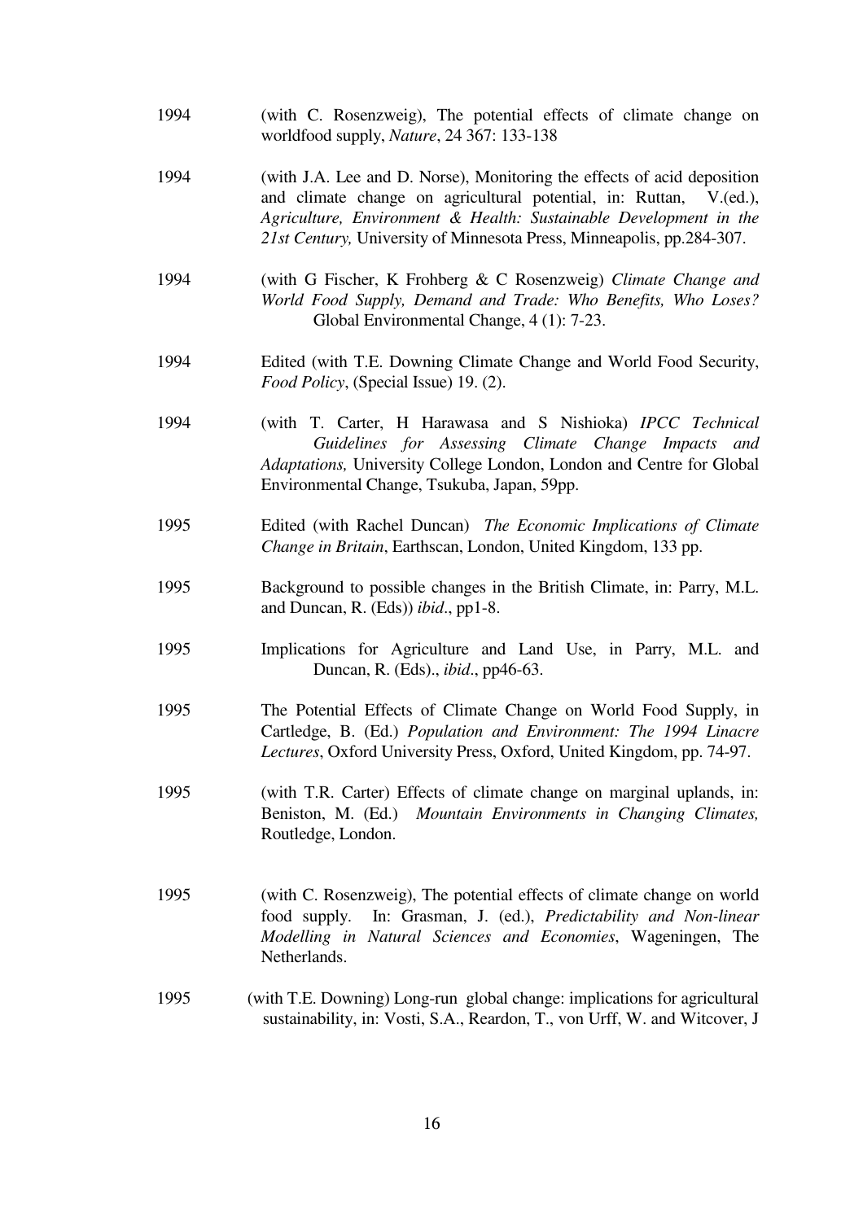1994 (with C. Rosenzweig), The potential effects of climate change on worldfood supply, *Nature*, 24 367: 133-138

1994 (with J.A. Lee and D. Norse), Monitoring the effects of acid deposition and climate change on agricultural potential, in: Ruttan, V.(ed.), *Agriculture, Environment & Health: Sustainable Development in the 21st Century,* University of Minnesota Press, Minneapolis, pp.284-307.

1994 (with G Fischer, K Frohberg & C Rosenzweig) *Climate Change and World Food Supply, Demand and Trade: Who Benefits, Who Loses?* Global Environmental Change, 4 (1): 7-23.

1994 Edited (with T.E. Downing Climate Change and World Food Security, *Food Policy*, (Special Issue) 19. (2).

1994 (with T. Carter, H Harawasa and S Nishioka) *IPCC Technical Guidelines for Assessing Climate Change Impacts and Adaptations,* University College London, London and Centre for Global Environmental Change, Tsukuba, Japan, 59pp.

1995 Edited (with Rachel Duncan) *The Economic Implications of Climate Change in Britain*, Earthscan, London, United Kingdom, 133 pp.

1995 Background to possible changes in the British Climate, in: Parry, M.L. and Duncan, R. (Eds)) *ibid*., pp1-8.

1995 Implications for Agriculture and Land Use, in Parry, M.L. and Duncan, R. (Eds)., *ibid*., pp46-63.

1995 The Potential Effects of Climate Change on World Food Supply, in Cartledge, B. (Ed.) *Population and Environment: The 1994 Linacre Lectures*, Oxford University Press, Oxford, United Kingdom, pp. 74-97.

1995 (with T.R. Carter) Effects of climate change on marginal uplands, in: Beniston, M. (Ed.) *Mountain Environments in Changing Climates,* Routledge, London.

1995 (with C. Rosenzweig), The potential effects of climate change on world food supply. In: Grasman, J. (ed.), *Predictability and Non-linear Modelling in Natural Sciences and Economies*, Wageningen, The Netherlands.

1995 (with T.E. Downing) Long-run global change: implications for agricultural sustainability, in: Vosti, S.A., Reardon, T., von Urff, W. and Witcover, J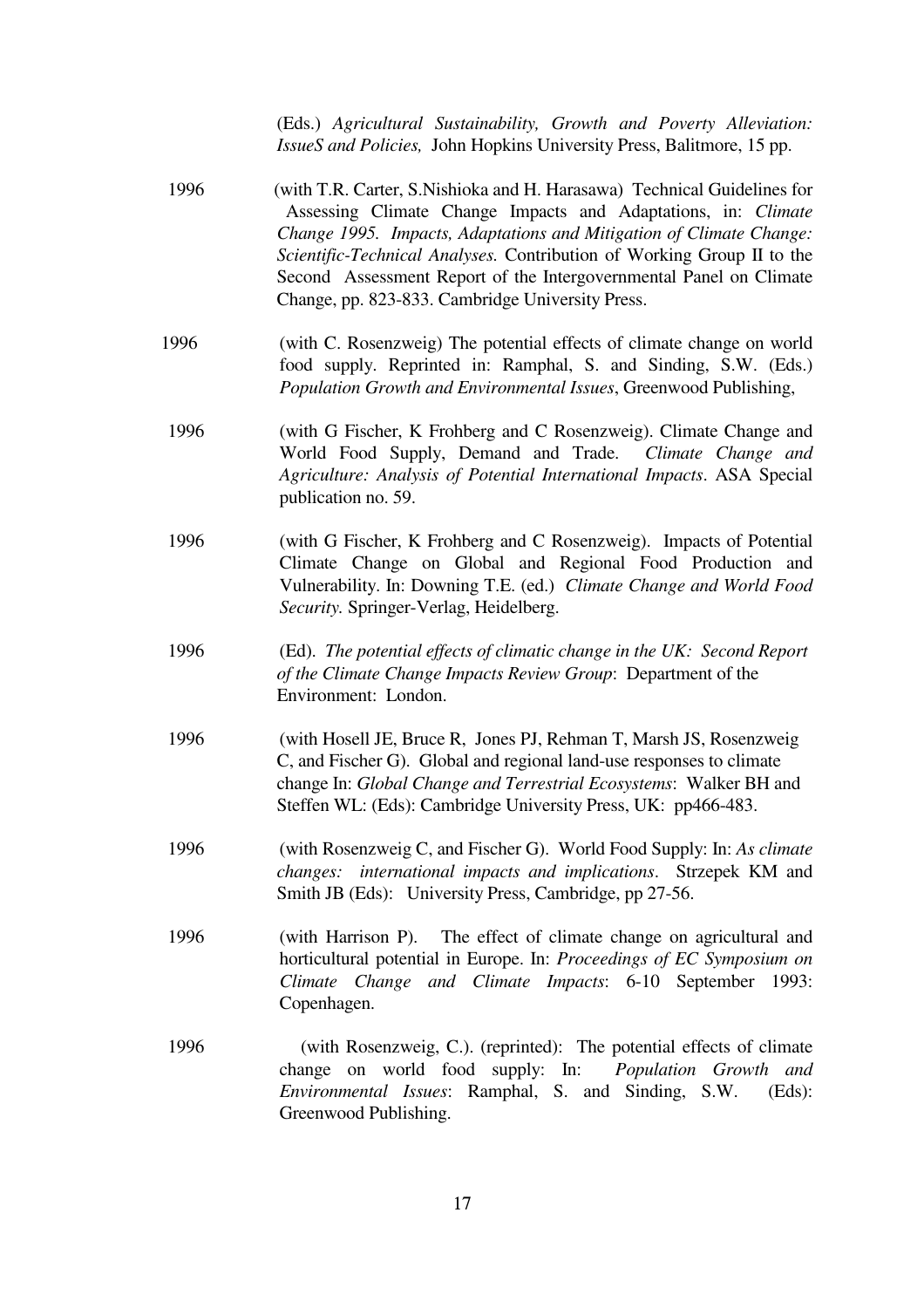(Eds.) *Agricultural Sustainability, Growth and Poverty Alleviation: IssueS and Policies,* John Hopkins University Press, Balitmore, 15 pp.

1996 (with T.R. Carter, S.Nishioka and H. Harasawa) Technical Guidelines for Assessing Climate Change Impacts and Adaptations, in: *Climate Change 1995. Impacts, Adaptations and Mitigation of Climate Change: Scientific-Technical Analyses.* Contribution of Working Group II to the Second Assessment Report of the Intergovernmental Panel on Climate Change, pp. 823-833. Cambridge University Press.

1996 (with C. Rosenzweig) The potential effects of climate change on world food supply. Reprinted in: Ramphal, S. and Sinding, S.W. (Eds.) *Population Growth and Environmental Issues*, Greenwood Publishing,

1996 (with G Fischer, K Frohberg and C Rosenzweig). Climate Change and World Food Supply, Demand and Trade. *Climate Change and Agriculture: Analysis of Potential International Impacts*. ASA Special publication no. 59.

1996 (with G Fischer, K Frohberg and C Rosenzweig). Impacts of Potential Climate Change on Global and Regional Food Production and Vulnerability. In: Downing T.E. (ed.) *Climate Change and World Food Security.* Springer-Verlag, Heidelberg.

1996 (Ed). *The potential effects of climatic change in the UK: Second Report of the Climate Change Impacts Review Group*: Department of the Environment: London.

1996 (with Hosell JE, Bruce R, Jones PJ, Rehman T, Marsh JS, Rosenzweig C, and Fischer G). Global and regional land-use responses to climate change In: *Global Change and Terrestrial Ecosystems*: Walker BH and Steffen WL: (Eds): Cambridge University Press, UK: pp466-483.

1996 (with Rosenzweig C, and Fischer G). World Food Supply: In: *As climate changes: international impacts and implications*. Strzepek KM and Smith JB (Eds): University Press, Cambridge, pp 27-56.

1996 (with Harrison P). The effect of climate change on agricultural and horticultural potential in Europe. In: *Proceedings of EC Symposium on Climate Change and Climate Impacts*: 6-10 September 1993: Copenhagen.

1996 (with Rosenzweig, C.). (reprinted): The potential effects of climate change on world food supply: In: *Population Growth and Environmental Issues*: Ramphal, S. and Sinding, S.W. (Eds): Greenwood Publishing.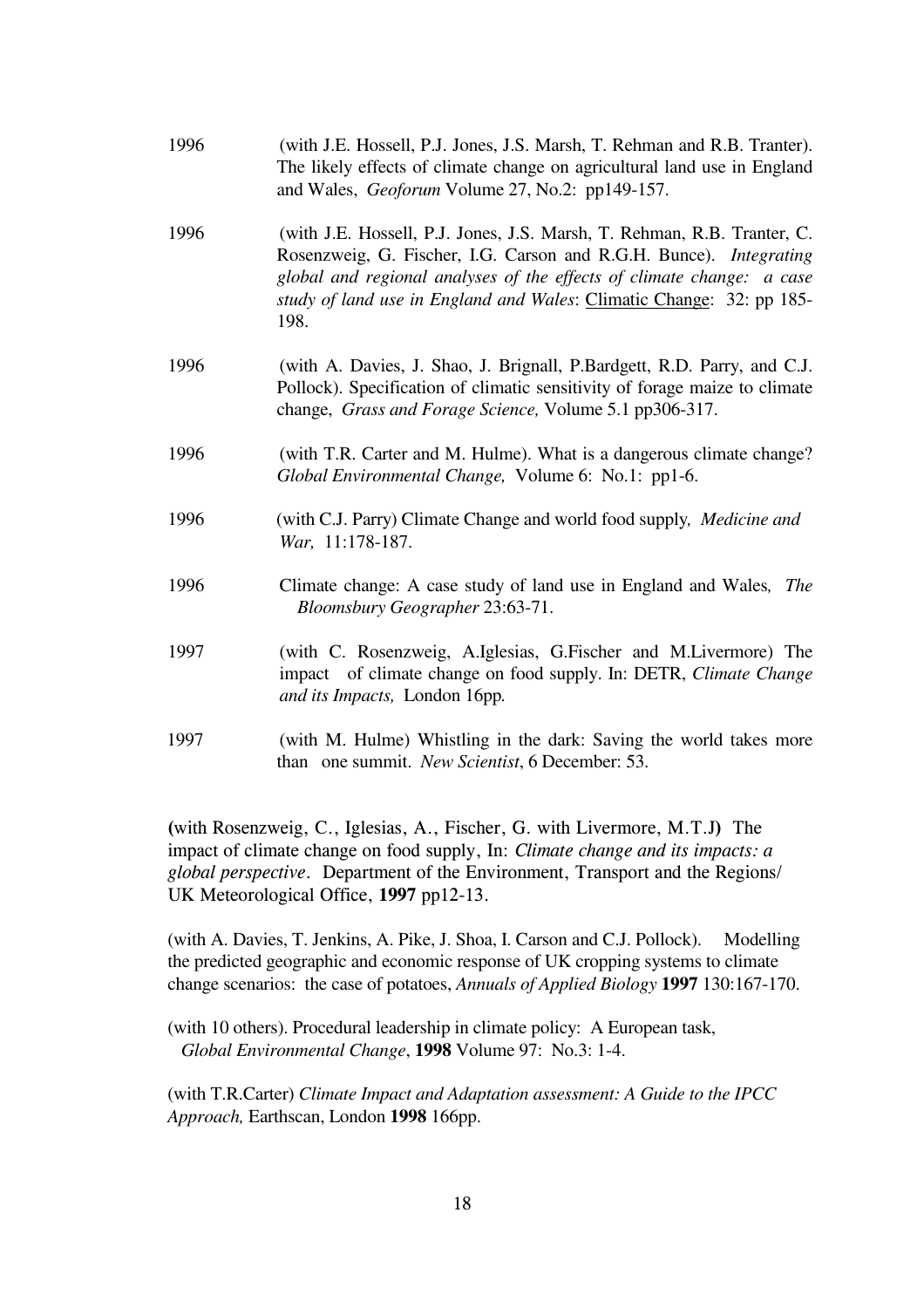1996 (with J.E. Hossell, P.J. Jones, J.S. Marsh, T. Rehman and R.B. Tranter). The likely effects of climate change on agricultural land use in England and Wales, *Geoforum* Volume 27, No.2: pp149-157.

1996 (with J.E. Hossell, P.J. Jones, J.S. Marsh, T. Rehman, R.B. Tranter, C. Rosenzweig, G. Fischer, I.G. Carson and R.G.H. Bunce). *Integrating global and regional analyses of the effects of climate change: a case study of land use in England and Wales*: Climatic Change: 32: pp 185-198.

1996 (with A. Davies, J. Shao, J. Brignall, P.Bardgett, R.D. Parry, and C.J. Pollock). Specification of climatic sensitivity of forage maize to climate change, *Grass and Forage Science,* Volume 5.1 pp306-317.

1996 (with T.R. Carter and M. Hulme). What is a dangerous climate change? *Global Environmental Change,* Volume 6: No.1: pp1-6.

1996 (with C.J. Parry) Climate Change and world food supply, *Medicine and War,* 11:178-187.

1996 Climate change: A case study of land use in England and Wales, *The Bloomsbury Geographer* 23:63-71.

1997 (with C. Rosenzweig, A.Iglesias, G.Fischer and M.Livermore) The impact of climate change on food supply. In: DETR, *Climate Change and its Impacts,* London 16pp.

1997 (with M. Hulme) Whistling in the dark: Saving the world takes more than one summit. *New Scientist*, 6 December: 53.

**(**with Rosenzweig, C., Iglesias, A., Fischer, G. with Livermore, M.T.J**)** The impact of climate change on food supply, In: *Climate change and its impacts: a global perspective*. Department of the Environment, Transport and the Regions/ UK Meteorological Office, **1997** pp12-13.

(with A. Davies, T. Jenkins, A. Pike, J. Shoa, I. Carson and C.J. Pollock). Modelling the predicted geographic and economic response of UK cropping systems to climate change scenarios: the case of potatoes, *Annuals of Applied Biology* **1997** 130:167-170.

(with 10 others). Procedural leadership in climate policy: A European task, *Global Environmental Change*, **1998** Volume 97: No.3: 1-4.

(with T.R.Carter) *Climate Impact and Adaptation assessment: A Guide to the IPCC Approach,* Earthscan, London **1998** 166pp.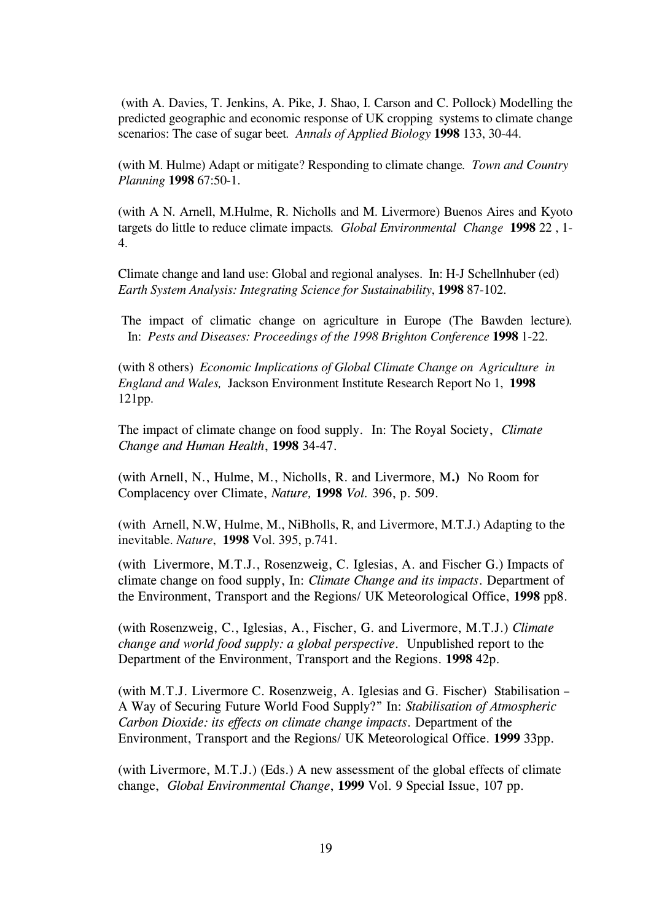(with A. Davies, T. Jenkins, A. Pike, J. Shao, I. Carson and C. Pollock) Modelling the predicted geographic and economic response of UK cropping systems to climate change scenarios: The case of sugar beet. *Annals of Applied Biology* **1998** 133, 30-44.

(with M. Hulme) Adapt or mitigate? Responding to climate change. *Town and Country Planning* **1998** 67:50-1.

(with A N. Arnell, M.Hulme, R. Nicholls and M. Livermore) Buenos Aires and Kyoto targets do little to reduce climate impacts. *Global Environmental Change* **1998** 22 , 1-4.

Climate change and land use: Global and regional analyses. In: H-J Schellnhuber (ed) *Earth System Analysis: Integrating Science for Sustainability*, **1998** 87-102.

The impact of climatic change on agriculture in Europe (The Bawden lecture). In: *Pests and Diseases: Proceedings of the 1998 Brighton Conference* **1998** 1-22.

(with 8 others) *Economic Implications of Global Climate Change on Agriculture in England and Wales,* Jackson Environment Institute Research Report No 1, **1998** 121pp.

The impact of climate change on food supply. In: The Royal Society, *Climate Change and Human Health*, **1998** 34-47.

(with Arnell, N., Hulme, M., Nicholls, R. and Livermore, M**.)** No Room for Complacency over Climate, *Nature,* **1998** *Vol.* 396, p. 509.

(with Arnell, N.W, Hulme, M., NiBholls, R, and Livermore, M.T.J.) Adapting to the inevitable. *Nature*, **1998** Vol. 395, p.741.

(with Livermore, M.T.J., Rosenzweig, C. Iglesias, A. and Fischer G.) Impacts of climate change on food supply, In: *Climate Change and its impacts*. Department of the Environment, Transport and the Regions/ UK Meteorological Office, **1998** pp8.

(with Rosenzweig, C., Iglesias, A., Fischer, G. and Livermore, M.T.J.) *Climate change and world food supply: a global perspective*. Unpublished report to the Department of the Environment, Transport and the Regions. **1998** 42p.

(with M.T.J. Livermore C. Rosenzweig, A. Iglesias and G. Fischer) Stabilisation – A Way of Securing Future World Food Supply?" In: *Stabilisation of Atmospheric Carbon Dioxide: its effects on climate change impacts*. Department of the Environment, Transport and the Regions/ UK Meteorological Office. **1999** 33pp.

(with Livermore, M.T.J.) (Eds.) A new assessment of the global effects of climate change, *Global Environmental Change*, **1999** Vol. 9 Special Issue, 107 pp.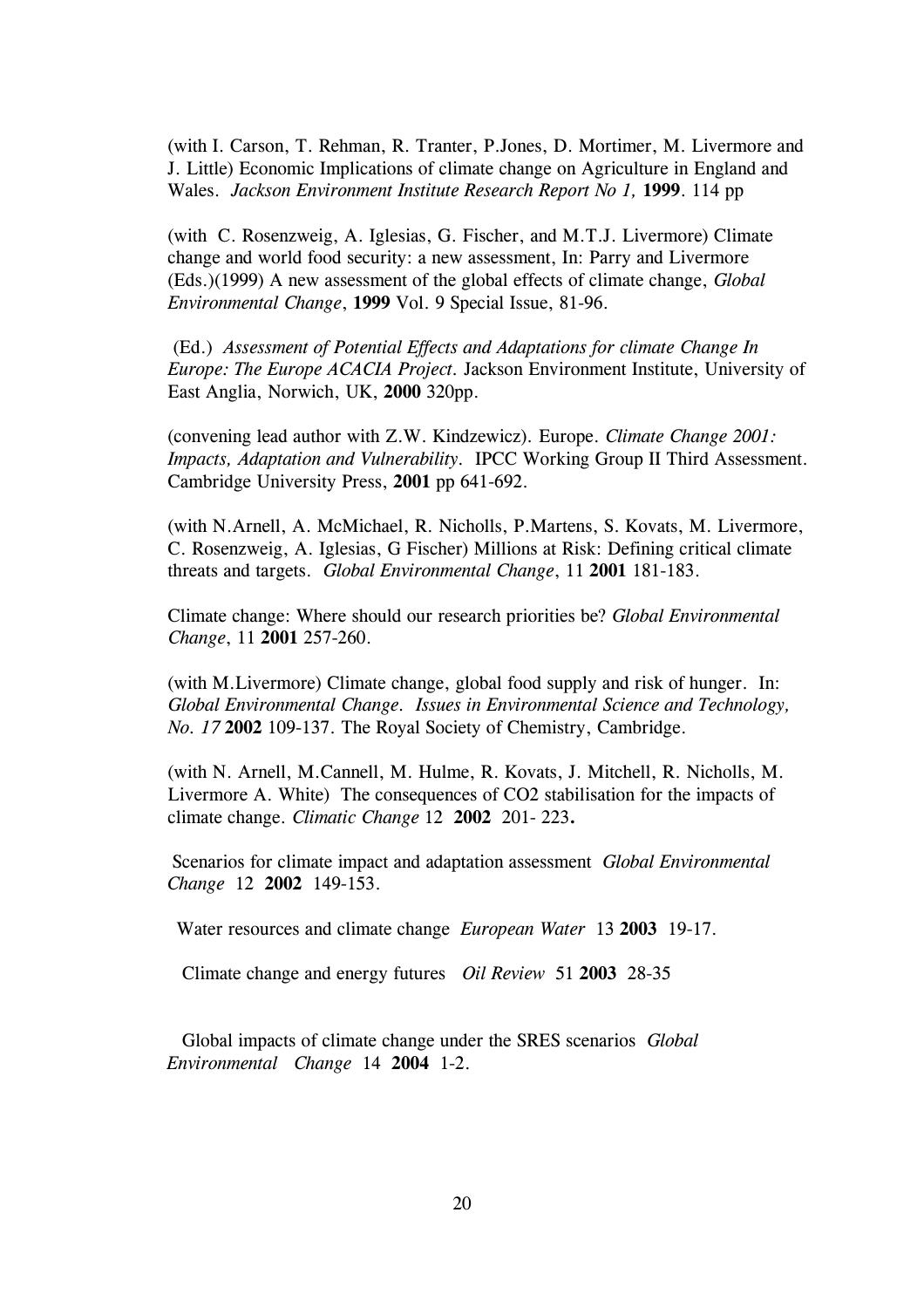(with I. Carson, T. Rehman, R. Tranter, P.Jones, D. Mortimer, M. Livermore and J. Little) Economic Implications of climate change on Agriculture in England and Wales. *Jackson Environment Institute Research Report No 1,* **1999**. 114 pp

(with C. Rosenzweig, A. Iglesias, G. Fischer, and M.T.J. Livermore) Climate change and world food security: a new assessment, In: Parry and Livermore (Eds.)(1999) A new assessment of the global effects of climate change, *Global Environmental Change*, **1999** Vol. 9 Special Issue, 81-96.

(Ed.) *Assessment of Potential Effects and Adaptations for climate Change In Europe: The Europe ACACIA Project.* Jackson Environment Institute, University of East Anglia, Norwich, UK, **2000** 320pp.

(convening lead author with Z.W. Kindzewicz). Europe. *Climate Change 2001: Impacts, Adaptation and Vulnerability*. IPCC Working Group II Third Assessment. Cambridge University Press, **2001** pp 641-692.

(with N.Arnell, A. McMichael, R. Nicholls, P.Martens, S. Kovats, M. Livermore, C. Rosenzweig, A. Iglesias, G Fischer) Millions at Risk: Defining critical climate threats and targets. *Global Environmental Change*, 11 **2001** 181-183.

Climate change: Where should our research priorities be? *Global Environmental Change*, 11 **2001** 257-260.

(with M.Livermore) Climate change, global food supply and risk of hunger. In: *Global Environmental Change. Issues in Environmental Science and Technology, No. 17* **2002** 109-137. The Royal Society of Chemistry, Cambridge.

(with N. Arnell, M.Cannell, M. Hulme, R. Kovats, J. Mitchell, R. Nicholls, M. Livermore A. White) The consequences of CO2 stabilisation for the impacts of climate change. *Climatic Change* 12 **2002** 201- 223**.**

Scenarios for climate impact and adaptation assessment *Global Environmental Change* 12 **2002** 149-153.

Water resources and climate change *European Water* 13 **2003** 19-17.

Climate change and energy futures *Oil Review* 51 **2003** 28-35

Global impacts of climate change under the SRES scenarios *Global Environmental Change* 14 **2004** 1-2.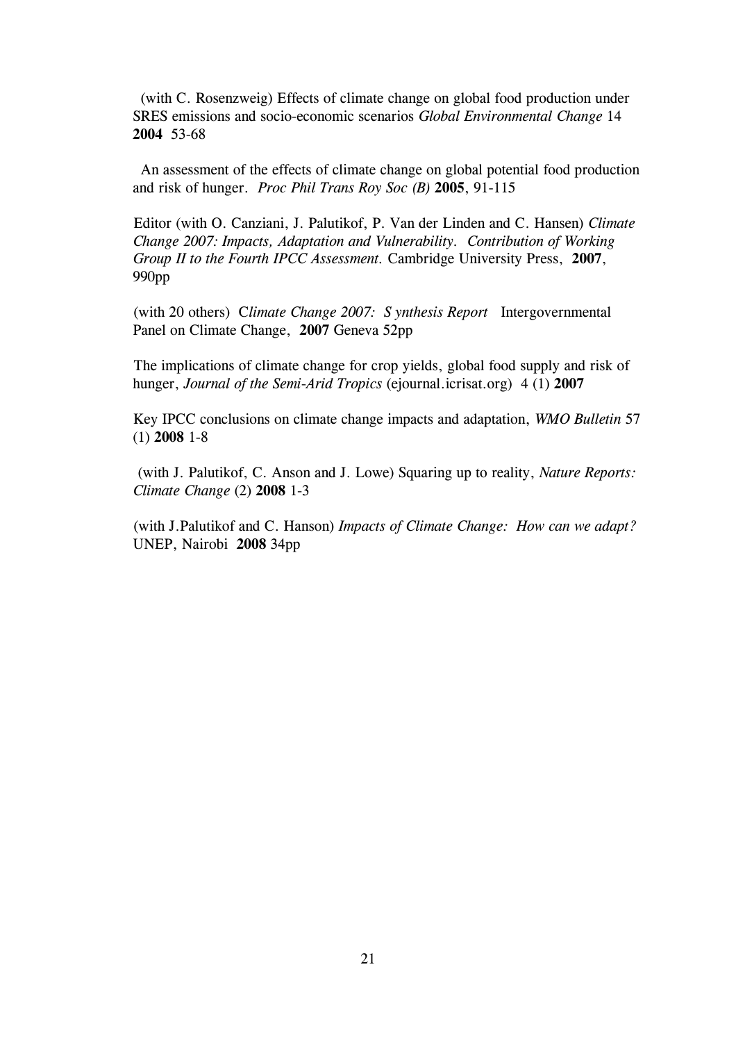(with C. Rosenzweig) Effects of climate change on global food production under SRES emissions and socio-economic scenarios *Global Environmental Change* 14 **2004** 53-68

An assessment of the effects of climate change on global potential food production and risk of hunger. *Proc Phil Trans Roy Soc (B)* **2005**, 91-115

Editor (with O. Canziani, J. Palutikof, P. Van der Linden and C. Hansen) *Climate Change 2007: Impacts, Adaptation and Vulnerability. Contribution of Working Group II to the Fourth IPCC Assessment.* Cambridge University Press, **2007**, 990pp

(with 20 others) C*limate Change 2007: S ynthesis Report* Intergovernmental Panel on Climate Change, **2007** Geneva 52pp

The implications of climate change for crop yields, global food supply and risk of hunger, *Journal of the Semi-Arid Tropics* (ejournal.icrisat.org) 4 (1) **2007**

Key IPCC conclusions on climate change impacts and adaptation, *WMO Bulletin* 57 (1) **2008** 1-8

(with J. Palutikof, C. Anson and J. Lowe) Squaring up to reality, *Nature Reports: Climate Change* (2) **2008** 1-3

(with J.Palutikof and C. Hanson) *Impacts of Climate Change: How can we adapt?* UNEP, Nairobi **2008** 34pp